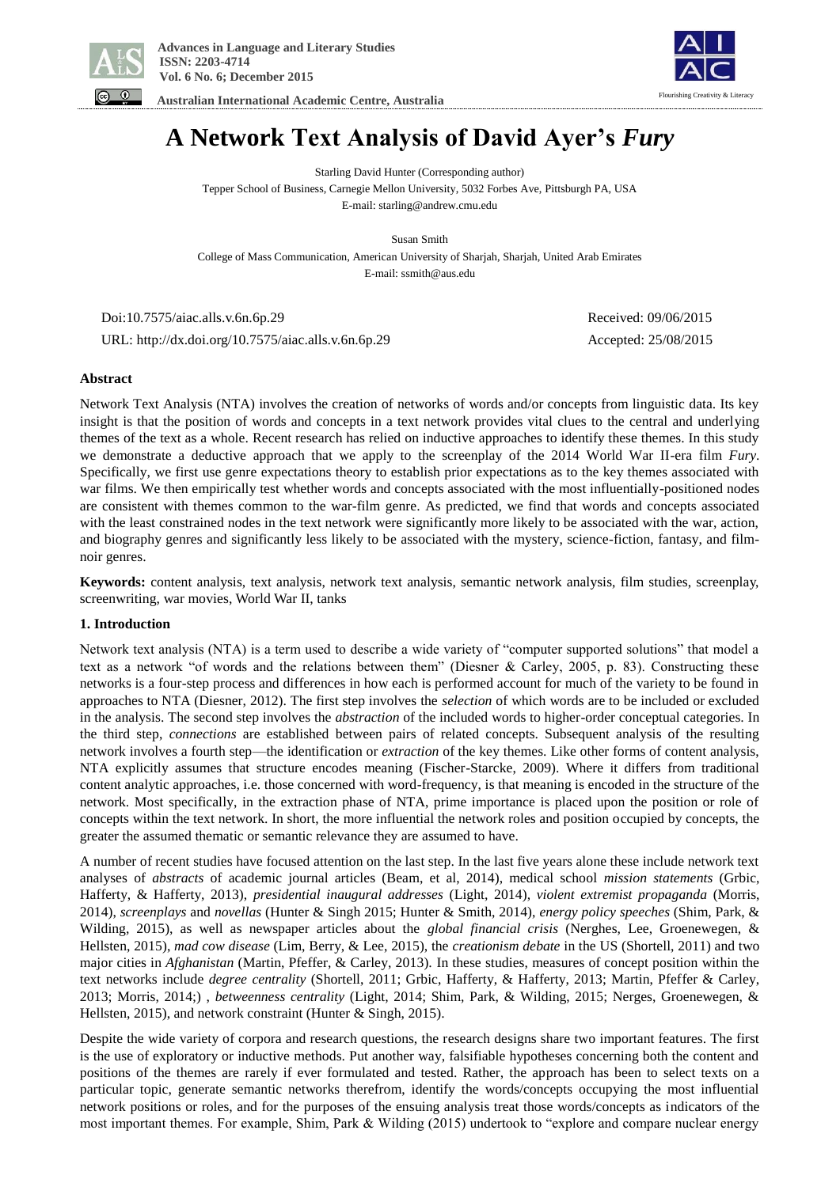# A Network Text Analysis of David Ayer's *Fury*

Starling David Hunter (Corresponding author)
Tepper School of Business, Carnegie Mellon University, 5032 Forbes Ave, Pittsburgh PA, USA
E-mail: starling@andrew.cmu.edu

Susan Smith
College of Mass Communication, American University of Sharjah, Sharjah, United Arab Emirates
E-mail: ssmith@aus.edu

Doi:10.7575/aiac.alls.v.6n.6p.29
URL: http://dx.doi.org/10.7575/aiac.alls.v.6n.6p.29

Received: 09/06/2015
Accepted: 25/08/2015

## Abstract

Network Text Analysis (NTA) involves the creation of networks of words and/or concepts from linguistic data. Its key insight is that the position of words and concepts in a text network provides vital clues to the central and underlying themes of the text as a whole. Recent research has relied on inductive approaches to identify these themes. In this study we demonstrate a deductive approach that we apply to the screenplay of the 2014 World War II-era film *Fury*. Specifically, we first use genre expectations theory to establish prior expectations as to the key themes associated with war films. We then empirically test whether words and concepts associated with the most influentially-positioned nodes are consistent with themes common to the war-film genre. As predicted, we find that words and concepts associated with the least constrained nodes in the text network were significantly more likely to be associated with the war, action, and biography genres and significantly less likely to be associated with the mystery, science-fiction, fantasy, and film-noir genres.

**Keywords:** content analysis, text analysis, network text analysis, semantic network analysis, film studies, screenplay, screenwriting, war movies, World War II, tanks

## 1. Introduction

Network text analysis (NTA) is a term used to describe a wide variety of "computer supported solutions" that model a text as a network "of words and the relations between them" (Diesner & Carley, 2005, p. 83). Constructing these networks is a four-step process and differences in how each is performed account for much of the variety to be found in approaches to NTA (Diesner, 2012). The first step involves the *selection* of which words are to be included or excluded in the analysis. The second step involves the *abstraction* of the included words to higher-order conceptual categories. In the third step, *connections* are established between pairs of related concepts. Subsequent analysis of the resulting network involves a fourth step—the identification or *extraction* of the key themes. Like other forms of content analysis, NTA explicitly assumes that structure encodes meaning (Fischer-Starcke, 2009). Where it differs from traditional content analytic approaches, i.e. those concerned with word-frequency, is that meaning is encoded in the structure of the network. Most specifically, in the extraction phase of NTA, prime importance is placed upon the position or role of concepts within the text network. In short, the more influential the network roles and position occupied by concepts, the greater the assumed thematic or semantic relevance they are assumed to have.

A number of recent studies have focused attention on the last step. In the last five years alone these include network text analyses of *abstracts* of academic journal articles (Beam, et al, 2014), medical school *mission statements* (Grbic, Hafferty, & Hafferty, 2013), *presidential inaugural addresses* (Light, 2014), *violent extremist propaganda* (Morris, 2014), *screenplays* and *novellas* (Hunter & Singh 2015; Hunter & Smith, 2014), *energy policy speeches* (Shim, Park, & Wilding, 2015), as well as newspaper articles about the *global financial crisis* (Nerghes, Lee, Groenewegen, & Hellsten, 2015), *mad cow disease* (Lim, Berry, & Lee, 2015), the *creationism debate* in the US (Shortell, 2011) and two major cities in *Afghanistan* (Martin, Pfeffer, & Carley, 2013). In these studies, measures of concept position within the text networks include *degree centrality* (Shortell, 2011; Grbic, Hafferty, & Hafferty, 2013; Martin, Pfeffer & Carley, 2013; Morris, 2014;) , *betweenness centrality* (Light, 2014; Shim, Park, & Wilding, 2015; Nerges, Groenewegen, & Hellsten, 2015), and network constraint (Hunter & Singh, 2015).

Despite the wide variety of corpora and research questions, the research designs share two important features. The first is the use of exploratory or inductive methods. Put another way, falsifiable hypotheses concerning both the content and positions of the themes are rarely if ever formulated and tested. Rather, the approach has been to select texts on a particular topic, generate semantic networks therefrom, identify the words/concepts occupying the most influential network positions or roles, and for the purposes of the ensuing analysis treat those words/concepts as indicators of the most important themes. For example, Shim, Park & Wilding (2015) undertook to "explore and compare nuclear energy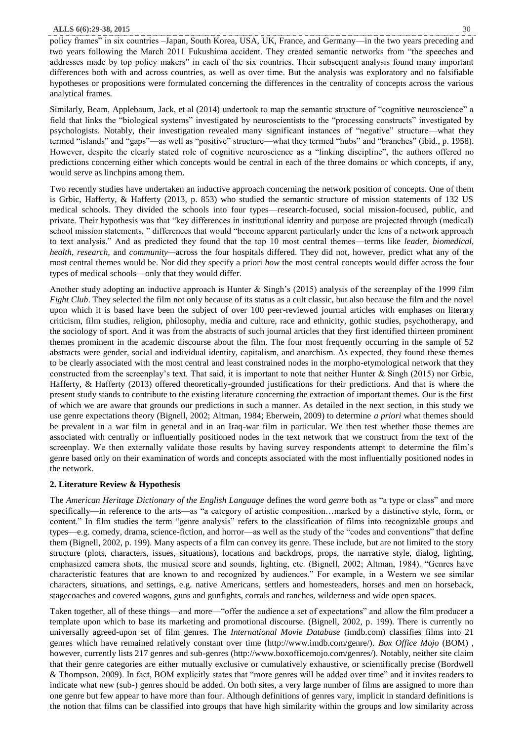policy frames" in six countries –Japan, South Korea, USA, UK, France, and Germany—in the two years preceding and two years following the March 2011 Fukushima accident. They created semantic networks from "the speeches and addresses made by top policy makers" in each of the six countries. Their subsequent analysis found many important differences both with and across countries, as well as over time. But the analysis was exploratory and no falsifiable hypotheses or propositions were formulated concerning the differences in the centrality of concepts across the various analytical frames.

Similarly, Beam, Applebaum, Jack, et al (2014) undertook to map the semantic structure of "cognitive neuroscience" a field that links the "biological systems" investigated by neuroscientists to the "processing constructs" investigated by psychologists. Notably, their investigation revealed many significant instances of "negative" structure—what they termed "islands" and "gaps"—as well as "positive" structure—what they termed "hubs" and "branches" (ibid., p. 1958). However, despite the clearly stated role of cognitive neuroscience as a "linking discipline", the authors offered no predictions concerning either which concepts would be central in each of the three domains or which concepts, if any, would serve as linchpins among them.

Two recently studies have undertaken an inductive approach concerning the network position of concepts. One of them is Grbic, Hafferty, & Hafferty (2013, p. 853) who studied the semantic structure of mission statements of 132 US medical schools. They divided the schools into four types—research-focused, social mission-focused, public, and private. Their hypothesis was that "key differences in institutional identity and purpose are projected through (medical) school mission statements, " differences that would "become apparent particularly under the lens of a network approach to text analysis." And as predicted they found that the top 10 most central themes—terms like *leader, biomedical, health, research,* and *community*—across the four hospitals differed. They did not, however, predict what any of the most central themes would be. Nor did they specify a priori *how* the most central concepts would differ across the four types of medical schools—only that they would differ.

Another study adopting an inductive approach is Hunter & Singh's (2015) analysis of the screenplay of the 1999 film *Fight Club*. They selected the film not only because of its status as a cult classic, but also because the film and the novel upon which it is based have been the subject of over 100 peer-reviewed journal articles with emphases on literary criticism, film studies, religion, philosophy, media and culture, race and ethnicity, gothic studies, psychotherapy, and the sociology of sport. And it was from the abstracts of such journal articles that they first identified thirteen prominent themes prominent in the academic discourse about the film. The four most frequently occurring in the sample of 52 abstracts were gender, social and individual identity, capitalism, and anarchism. As expected, they found these themes to be clearly associated with the most central and least constrained nodes in the morpho-etymological network that they constructed from the screenplay's text. That said, it is important to note that neither Hunter & Singh (2015) nor Grbic, Hafferty, & Hafferty (2013) offered theoretically-grounded justifications for their predictions. And that is where the present study stands to contribute to the existing literature concerning the extraction of important themes. Our is the first of which we are aware that grounds our predictions in such a manner. As detailed in the next section, in this study we use genre expectations theory (Bignell, 2002; Altman, 1984; Eberwein, 2009) to determine *a priori* what themes should be prevalent in a war film in general and in an Iraq-war film in particular. We then test whether those themes are associated with centrally or influentially positioned nodes in the text network that we construct from the text of the screenplay. We then externally validate those results by having survey respondents attempt to determine the film's genre based only on their examination of words and concepts associated with the most influentially positioned nodes in the network.

## 2. Literature Review & Hypothesis

The *American Heritage Dictionary of the English Language* defines the word *genre* both as "a type or class" and more specifically—in reference to the arts—as "a category of artistic composition…marked by a distinctive style, form, or content." In film studies the term "genre analysis" refers to the classification of films into recognizable groups and types—e.g. comedy, drama, science-fiction, and horror—as well as the study of the "codes and conventions" that define them (Bignell, 2002, p. 199). Many aspects of a film can convey its genre. These include, but are not limited to the story structure (plots, characters, issues, situations), locations and backdrops, props, the narrative style, dialog, lighting, emphasized camera shots, the musical score and sounds, lighting, etc. (Bignell, 2002; Altman, 1984). "Genres have characteristic features that are known to and recognized by audiences." For example, in a Western we see similar characters, situations, and settings, e.g. native Americans, settlers and homesteaders, horses and men on horseback, stagecoaches and covered wagons, guns and gunfights, corrals and ranches, wilderness and wide open spaces.

Taken together, all of these things—and more—"offer the audience a set of expectations" and allow the film producer a template upon which to base its marketing and promotional discourse. (Bignell, 2002, p. 199). There is currently no universally agreed-upon set of film genres. The *International Movie Database* (imdb.com) classifies films into 21 genres which have remained relatively constant over time (http://www.imdb.com/genre/). *Box Office Mojo* (BOM) , however, currently lists 217 genres and sub-genres (http://www.boxofficemojo.com/genres/). Notably, neither site claim that their genre categories are either mutually exclusive or cumulatively exhaustive, or scientifically precise (Bordwell & Thompson, 2009). In fact, BOM explicitly states that "more genres will be added over time" and it invites readers to indicate what new (sub-) genres should be added. On both sites, a very large number of films are assigned to more than one genre but few appear to have more than four. Although definitions of genres vary, implicit in standard definitions is the notion that films can be classified into groups that have high similarity within the groups and low similarity across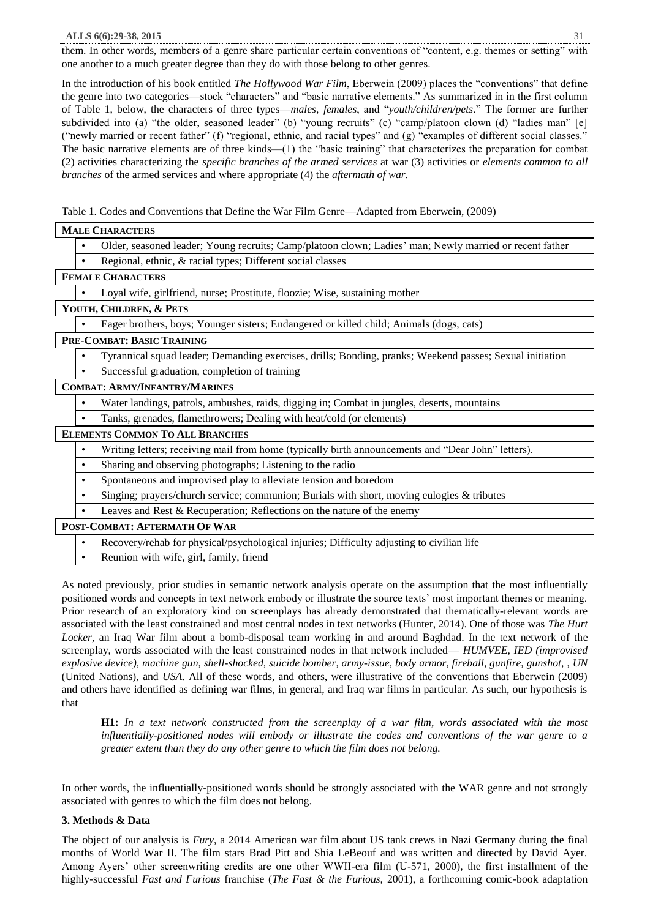them. In other words, members of a genre share particular certain conventions of "content, e.g. themes or setting" with one another to a much greater degree than they do with those belong to other genres.

In the introduction of his book entitled *The Hollywood War Film*, Eberwein (2009) places the "conventions" that define the genre into two categories—stock "characters" and "basic narrative elements." As summarized in in the first column of Table 1, below, the characters of three types—*males*, *females*, and "*youth/children/pets*." The former are further subdivided into (a) "the older, seasoned leader" (b) "young recruits" (c) "camp/platoon clown (d) "ladies man" [e] ("newly married or recent father" (f) "regional, ethnic, and racial types" and (g) "examples of different social classes." The basic narrative elements are of three kinds—(1) the "basic training" that characterizes the preparation for combat (2) activities characterizing the *specific branches of the armed services* at war (3) activities or *elements common to all branches* of the armed services and where appropriate (4) the *aftermath of war*.

Table 1. Codes and Conventions that Define the War Film Genre—Adapted from Eberwein, (2009)

| **MALE CHARACTERS** |
|---|
| • Older, seasoned leader; Young recruits; Camp/platoon clown; Ladies' man; Newly married or recent father |
| • Regional, ethnic, & racial types; Different social classes |
| **FEMALE CHARACTERS** |
| • Loyal wife, girlfriend, nurse; Prostitute, floozie; Wise, sustaining mother |
| **YOUTH, CHILDREN, & PETS** |
| • Eager brothers, boys; Younger sisters; Endangered or killed child; Animals (dogs, cats) |
| **PRE-COMBAT: BASIC TRAINING** |
| • Tyrannical squad leader; Demanding exercises, drills; Bonding, pranks; Weekend passes; Sexual initiation |
| • Successful graduation, completion of training |
| **COMBAT: ARMY/INFANTRY/MARINES** |
| • Water landings, patrols, ambushes, raids, digging in; Combat in jungles, deserts, mountains |
| • Tanks, grenades, flamethrowers; Dealing with heat/cold (or elements) |
| **ELEMENTS COMMON TO ALL BRANCHES** |
| • Writing letters; receiving mail from home (typically birth announcements and "Dear John" letters). |
| • Sharing and observing photographs; Listening to the radio |
| • Spontaneous and improvised play to alleviate tension and boredom |
| • Singing; prayers/church service; communion; Burials with short, moving eulogies & tributes |
| • Leaves and Rest & Recuperation; Reflections on the nature of the enemy |
| **POST-COMBAT: AFTERMATH OF WAR** |
| • Recovery/rehab for physical/psychological injuries; Difficulty adjusting to civilian life |
| • Reunion with wife, girl, family, friend |

As noted previously, prior studies in semantic network analysis operate on the assumption that the most influentially positioned words and concepts in text network embody or illustrate the source texts' most important themes or meaning. Prior research of an exploratory kind on screenplays has already demonstrated that thematically-relevant words are associated with the least constrained and most central nodes in text networks (Hunter, 2014). One of those was *The Hurt Locker*, an Iraq War film about a bomb-disposal team working in and around Baghdad. In the text network of the screenplay, words associated with the least constrained nodes in that network included— *HUMVEE, IED (improvised explosive device), machine gun, shell-shocked, suicide bomber, army-issue, body armor, fireball, gunfire, gunshot, , UN* (United Nations), and *USA*. All of these words, and others, were illustrative of the conventions that Eberwein (2009) and others have identified as defining war films, in general, and Iraq war films in particular. As such, our hypothesis is that

> **H1:** *In a text network constructed from the screenplay of a war film, words associated with the most influentially-positioned nodes will embody or illustrate the codes and conventions of the war genre to a greater extent than they do any other genre to which the film does not belong.*

In other words, the influentially-positioned words should be strongly associated with the WAR genre and not strongly associated with genres to which the film does not belong.

### 3. Methods & Data

The object of our analysis is *Fury*, a 2014 American war film about US tank crews in Nazi Germany during the final months of World War II. The film stars Brad Pitt and Shia LeBeouf and was written and directed by David Ayer. Among Ayers' other screenwriting credits are one other WWII-era film (U-571, 2000), the first installment of the highly-successful *Fast and Furious* franchise (*The Fast & the Furious,* 2001), a forthcoming comic-book adaptation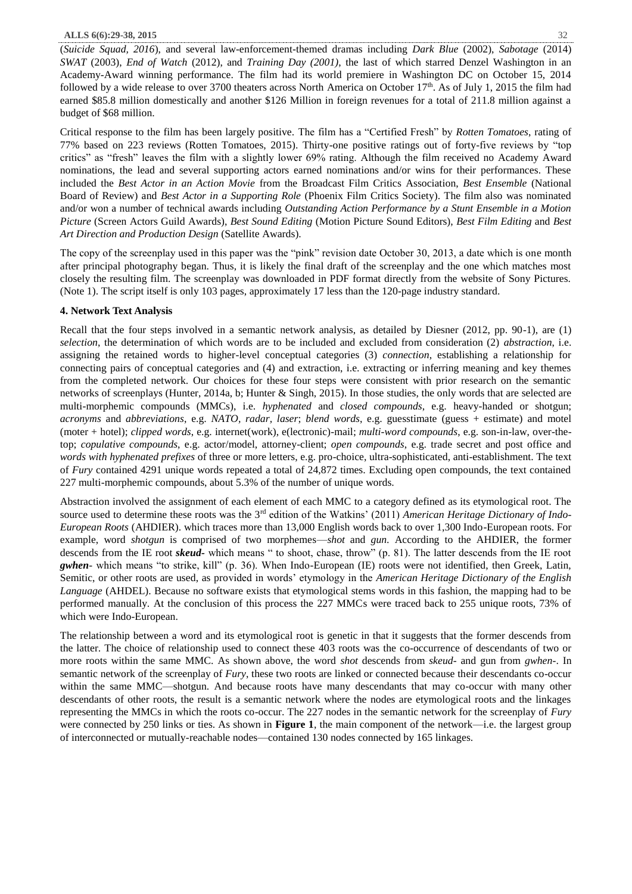(*Suicide Squad, 2016*), and several law-enforcement-themed dramas including *Dark Blue* (2002), *Sabotage* (2014) *SWAT* (2003), *End of Watch* (2012), and *Training Day (2001)*, the last of which starred Denzel Washington in an Academy-Award winning performance. The film had its world premiere in Washington DC on October 15, 2014 followed by a wide release to over 3700 theaters across North America on October 17th. As of July 1, 2015 the film had earned \$85.8 million domestically and another \$126 Million in foreign revenues for a total of 211.8 million against a budget of \$68 million.

Critical response to the film has been largely positive. The film has a "Certified Fresh" by *Rotten Tomatoes*, rating of 77% based on 223 reviews (Rotten Tomatoes, 2015). Thirty-one positive ratings out of forty-five reviews by "top critics" as "fresh" leaves the film with a slightly lower 69% rating. Although the film received no Academy Award nominations, the lead and several supporting actors earned nominations and/or wins for their performances. These included the *Best Actor in an Action Movie* from the Broadcast Film Critics Association, *Best Ensemble* (National Board of Review) and *Best Actor in a Supporting Role* (Phoenix Film Critics Society). The film also was nominated and/or won a number of technical awards including *Outstanding Action Performance by a Stunt Ensemble in a Motion Picture* (Screen Actors Guild Awards), *Best Sound Editing* (Motion Picture Sound Editors), *Best Film Editing* and *Best Art Direction and Production Design* (Satellite Awards).

The copy of the screenplay used in this paper was the "pink" revision date October 30, 2013, a date which is one month after principal photography began. Thus, it is likely the final draft of the screenplay and the one which matches most closely the resulting film. The screenplay was downloaded in PDF format directly from the website of Sony Pictures. (Note 1). The script itself is only 103 pages, approximately 17 less than the 120-page industry standard.

**4. Network Text Analysis**

Recall that the four steps involved in a semantic network analysis, as detailed by Diesner (2012, pp. 90-1), are (1) *selection*, the determination of which words are to be included and excluded from consideration (2) *abstraction*, i.e. assigning the retained words to higher-level conceptual categories (3) *connection*, establishing a relationship for connecting pairs of conceptual categories and (4) and extraction, i.e. extracting or inferring meaning and key themes from the completed network. Our choices for these four steps were consistent with prior research on the semantic networks of screenplays (Hunter, 2014a, b; Hunter & Singh, 2015). In those studies, the only words that are selected are multi-morphemic compounds (MMCs), i.e. *hyphenated* and *closed compounds*, e.g. heavy-handed or shotgun; *acronyms* and *abbreviations*, e.g. *NATO, radar, laser*; *blend words*, e.g. guesstimate (guess + estimate) and motel (moter + hotel); *clipped words*, e.g. internet(work), e(lectronic)-mail; *multi-word compounds*, e.g. son-in-law, over-the-top; *copulative compounds*, e.g. actor/model, attorney-client; *open compounds*, e.g. trade secret and post office and *words with hyphenated prefixes* of three or more letters, e.g. pro-choice, ultra-sophisticated, anti-establishment. The text of *Fury* contained 4291 unique words repeated a total of 24,872 times. Excluding open compounds, the text contained 227 multi-morphemic compounds, about 5.3% of the number of unique words.

Abstraction involved the assignment of each element of each MMC to a category defined as its etymological root. The source used to determine these roots was the 3rd edition of the Watkins' (2011) *American Heritage Dictionary of Indo-European Roots* (AHDIER). which traces more than 13,000 English words back to over 1,300 Indo-European roots. For example, word *shotgun* is comprised of two morphemes—*shot* and *gun*. According to the AHDIER, the former descends from the IE root ***skeud-*** which means " to shoot, chase, throw" (p. 81). The latter descends from the IE root ***gwhen-*** which means "to strike, kill" (p. 36). When Indo-European (IE) roots were not identified, then Greek, Latin, Semitic, or other roots are used, as provided in words' etymology in the *American Heritage Dictionary of the English Language* (AHDEL). Because no software exists that etymological stems words in this fashion, the mapping had to be performed manually. At the conclusion of this process the 227 MMCs were traced back to 255 unique roots, 73% of which were Indo-European.

The relationship between a word and its etymological root is genetic in that it suggests that the former descends from the latter. The choice of relationship used to connect these 403 roots was the co-occurrence of descendants of two or more roots within the same MMC. As shown above, the word *shot* descends from *skeud-* and gun from *gwhen-*. In semantic network of the screenplay of *Fury*, these two roots are linked or connected because their descendants co-occur within the same MMC—shotgun. And because roots have many descendants that may co-occur with many other descendants of other roots, the result is a semantic network where the nodes are etymological roots and the linkages representing the MMCs in which the roots co-occur. The 227 nodes in the semantic network for the screenplay of *Fury* were connected by 250 links or ties. As shown in **Figure 1**, the main component of the network—i.e. the largest group of interconnected or mutually-reachable nodes—contained 130 nodes connected by 165 linkages.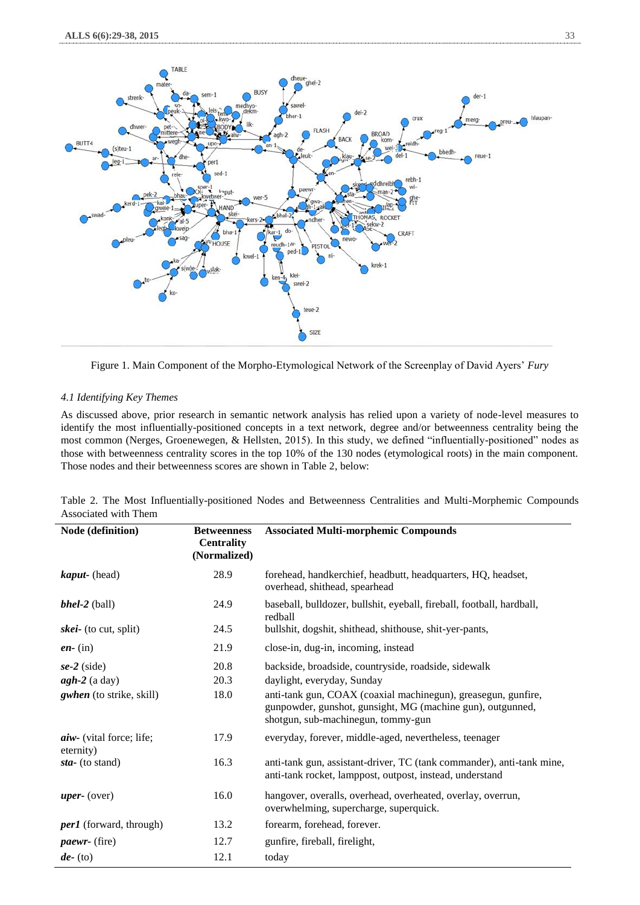Figure 1. Main Component of the Morpho-Etymological Network of the Screenplay of David Ayers' *Fury*

### *4.1 Identifying Key Themes*

As discussed above, prior research in semantic network analysis has relied upon a variety of node-level measures to identify the most influentially-positioned concepts in a text network, degree and/or betweenness centrality being the most common (Nerges, Groenewegen, & Hellsten, 2015). In this study, we defined "influentially-positioned" nodes as those with betweenness centrality scores in the top 10% of the 130 nodes (etymological roots) in the main component. Those nodes and their betweenness scores are shown in Table 2, below:

Table 2. The Most Influentially-positioned Nodes and Betweenness Centralities and Multi-Morphemic Compounds Associated with Them

| Node (definition) | Betweenness Centrality (Normalized) | Associated Multi-morphemic Compounds |
|---|---|---|
| ***kaput-*** (head) | 28.9 | forehead, handkerchief, headbutt, headquarters, HQ, headset, overhead, shithead, spearhead |
| ***bhel-2*** (ball) | 24.9 | baseball, bulldozer, bullshit, eyeball, fireball, football, hardball, redball |
| ***skei-*** (to cut, split) | 24.5 | bullshit, dogshit, shithead, shithouse, shit-yer-pants, |
| ***en-*** (in) | 21.9 | close-in, dug-in, incoming, instead |
| ***se-2*** (side) | 20.8 | backside, broadside, countryside, roadside, sidewalk |
| ***agh-2*** (a day) | 20.3 | daylight, everyday, Sunday |
| ***gwhen*** (to strike, skill) | 18.0 | anti-tank gun, COAX (coaxial machinegun), greasegun, gunfire, gunpowder, gunshot, gunsight, MG (machine gun), outgunned, shotgun, sub-machinegun, tommy-gun |
| ***aiw-*** (vital force; life; eternity) | 17.9 | everyday, forever, middle-aged, nevertheless, teenager |
| ***sta-*** (to stand) | 16.3 | anti-tank gun, assistant-driver, TC (tank commander), anti-tank mine, anti-tank rocket, lamppost, outpost, instead, understand |
| ***uper-*** (over) | 16.0 | hangover, overalls, overhead, overheated, overlay, overrun, overwhelming, supercharge, superquick. |
| ***per1*** (forward, through) | 13.2 | forearm, forehead, forever. |
| ***paewr-*** (fire) | 12.7 | gunfire, fireball, firelight, |
| ***de-*** (to) | 12.1 | today |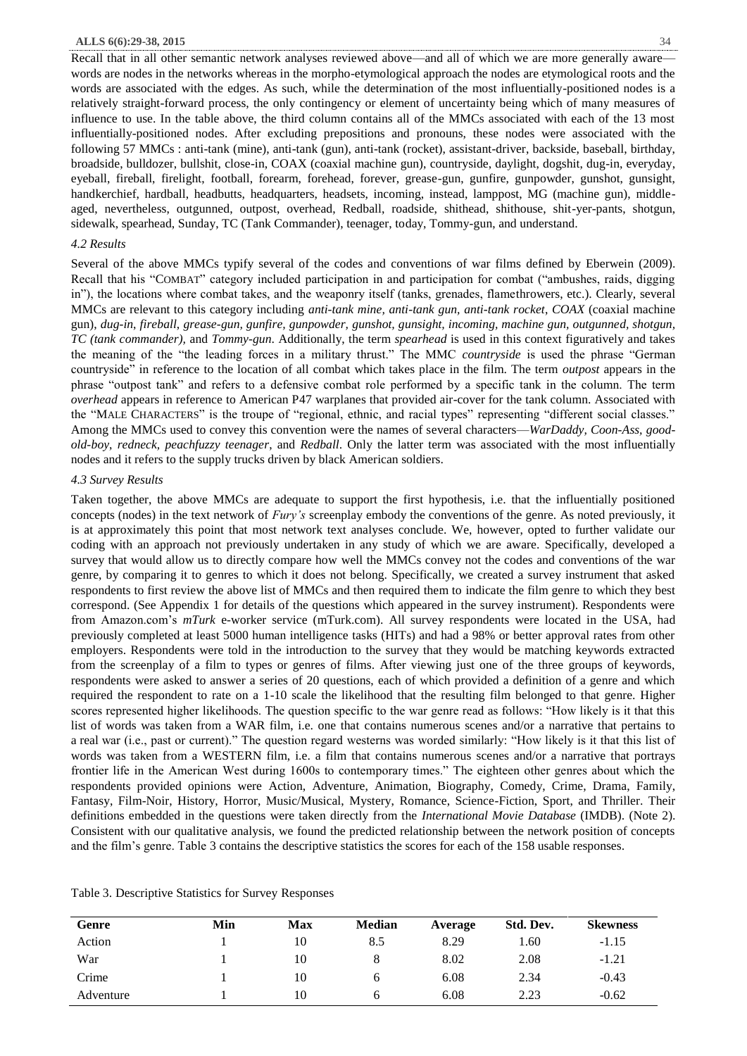Recall that in all other semantic network analyses reviewed above—and all of which we are more generally aware—words are nodes in the networks whereas in the morpho-etymological approach the nodes are etymological roots and the words are associated with the edges. As such, while the determination of the most influentially-positioned nodes is a relatively straight-forward process, the only contingency or element of uncertainty being which of many measures of influence to use. In the table above, the third column contains all of the MMCs associated with each of the 13 most influentially-positioned nodes. After excluding prepositions and pronouns, these nodes were associated with the following 57 MMCs : anti-tank (mine), anti-tank (gun), anti-tank (rocket), assistant-driver, backside, baseball, birthday, broadside, bulldozer, bullshit, close-in, COAX (coaxial machine gun), countryside, daylight, dogshit, dug-in, everyday, eyeball, fireball, firelight, football, forearm, forehead, forever, grease-gun, gunfire, gunpowder, gunshot, gunsight, handkerchief, hardball, headbutts, headquarters, headsets, incoming, instead, lamppost, MG (machine gun), middle-aged, nevertheless, outgunned, outpost, overhead, Redball, roadside, shithead, shithouse, shit-yer-pants, shotgun, sidewalk, spearhead, Sunday, TC (Tank Commander), teenager, today, Tommy-gun, and understand.

### *4.2 Results*

Several of the above MMCs typify several of the codes and conventions of war films defined by Eberwein (2009). Recall that his "COMBAT" category included participation in and participation for combat ("ambushes, raids, digging in"), the locations where combat takes, and the weaponry itself (tanks, grenades, flamethrowers, etc.). Clearly, several MMCs are relevant to this category including *anti-tank mine, anti-tank gun, anti-tank rocket, COAX* (coaxial machine gun), *dug-in, fireball, grease-gun, gunfire, gunpowder, gunshot, gunsight, incoming, machine gun, outgunned, shotgun, TC (tank commander),* and *Tommy-gun*. Additionally, the term *spearhead* is used in this context figuratively and takes the meaning of the "the leading forces in a military thrust." The MMC *countryside* is used the phrase "German countryside" in reference to the location of all combat which takes place in the film. The term *outpost* appears in the phrase "outpost tank" and refers to a defensive combat role performed by a specific tank in the column. The term *overhead* appears in reference to American P47 warplanes that provided air-cover for the tank column. Associated with the "MALE CHARACTERS" is the troupe of "regional, ethnic, and racial types" representing "different social classes." Among the MMCs used to convey this convention were the names of several characters—*WarDaddy, Coon-Ass, good-old-boy, redneck, peachfuzzy teenager*, and *Redball*. Only the latter term was associated with the most influentially nodes and it refers to the supply trucks driven by black American soldiers.

### *4.3 Survey Results*

Taken together, the above MMCs are adequate to support the first hypothesis, i.e. that the influentially positioned concepts (nodes) in the text network of *Fury's* screenplay embody the conventions of the genre. As noted previously, it is at approximately this point that most network text analyses conclude. We, however, opted to further validate our coding with an approach not previously undertaken in any study of which we are aware. Specifically, developed a survey that would allow us to directly compare how well the MMCs convey not the codes and conventions of the war genre, by comparing it to genres to which it does not belong. Specifically, we created a survey instrument that asked respondents to first review the above list of MMCs and then required them to indicate the film genre to which they best correspond. (See Appendix 1 for details of the questions which appeared in the survey instrument). Respondents were from Amazon.com's *mTurk* e-worker service (mTurk.com). All survey respondents were located in the USA, had previously completed at least 5000 human intelligence tasks (HITs) and had a 98% or better approval rates from other employers. Respondents were told in the introduction to the survey that they would be matching keywords extracted from the screenplay of a film to types or genres of films. After viewing just one of the three groups of keywords, respondents were asked to answer a series of 20 questions, each of which provided a definition of a genre and which required the respondent to rate on a 1-10 scale the likelihood that the resulting film belonged to that genre. Higher scores represented higher likelihoods. The question specific to the war genre read as follows: "How likely is it that this list of words was taken from a WAR film, i.e. one that contains numerous scenes and/or a narrative that pertains to a real war (i.e., past or current)." The question regard westerns was worded similarly: "How likely is it that this list of words was taken from a WESTERN film, i.e. a film that contains numerous scenes and/or a narrative that portrays frontier life in the American West during 1600s to contemporary times." The eighteen other genres about which the respondents provided opinions were Action, Adventure, Animation, Biography, Comedy, Crime, Drama, Family, Fantasy, Film-Noir, History, Horror, Music/Musical, Mystery, Romance, Science-Fiction, Sport, and Thriller. Their definitions embedded in the questions were taken directly from the *International Movie Database* (IMDB). (Note 2). Consistent with our qualitative analysis, we found the predicted relationship between the network position of concepts and the film's genre. Table 3 contains the descriptive statistics the scores for each of the 158 usable responses.

Table 3. Descriptive Statistics for Survey Responses

| Genre | Min | Max | Median | Average | Std. Dev. | Skewness |
|---|---|---|---|---|---|---|
| Action | 1 | 10 | 8.5 | 8.29 | 1.60 | -1.15 |
| War | 1 | 10 | 8 | 8.02 | 2.08 | -1.21 |
| Crime | 1 | 10 | 6 | 6.08 | 2.34 | -0.43 |
| Adventure | 1 | 10 | 6 | 6.08 | 2.23 | -0.62 |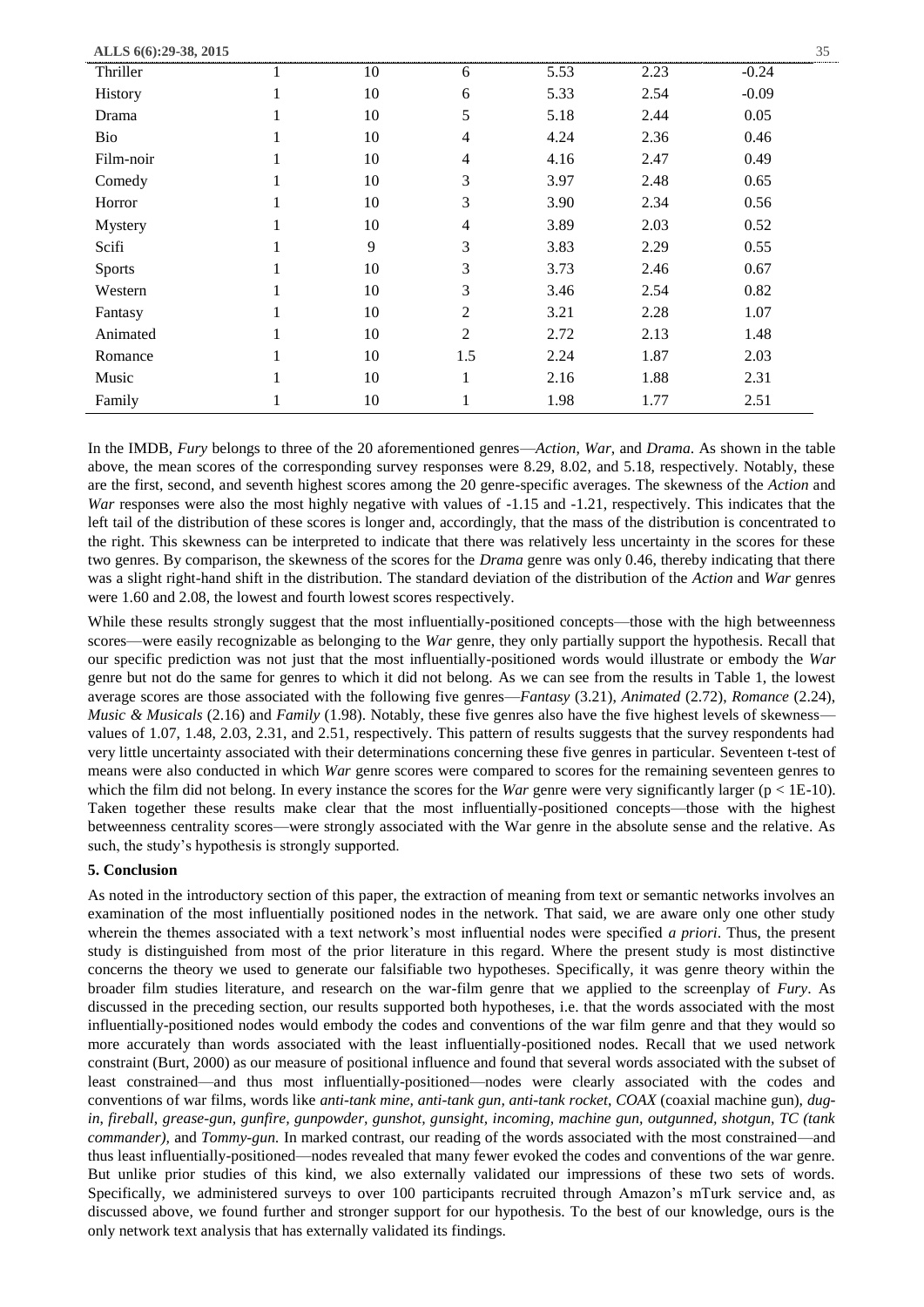| Thriller | 1 | 10 | 6 | 5.53 | 2.23 | -0.24 |
|---|---|---|---|---|---|---|
| History | 1 | 10 | 6 | 5.33 | 2.54 | -0.09 |
| Drama | 1 | 10 | 5 | 5.18 | 2.44 | 0.05 |
| Bio | 1 | 10 | 4 | 4.24 | 2.36 | 0.46 |
| Film-noir | 1 | 10 | 4 | 4.16 | 2.47 | 0.49 |
| Comedy | 1 | 10 | 3 | 3.97 | 2.48 | 0.65 |
| Horror | 1 | 10 | 3 | 3.90 | 2.34 | 0.56 |
| Mystery | 1 | 10 | 4 | 3.89 | 2.03 | 0.52 |
| Scifi | 1 | 9 | 3 | 3.83 | 2.29 | 0.55 |
| Sports | 1 | 10 | 3 | 3.73 | 2.46 | 0.67 |
| Western | 1 | 10 | 3 | 3.46 | 2.54 | 0.82 |
| Fantasy | 1 | 10 | 2 | 3.21 | 2.28 | 1.07 |
| Animated | 1 | 10 | 2 | 2.72 | 2.13 | 1.48 |
| Romance | 1 | 10 | 1.5 | 2.24 | 1.87 | 2.03 |
| Music | 1 | 10 | 1 | 2.16 | 1.88 | 2.31 |
| Family | 1 | 10 | 1 | 1.98 | 1.77 | 2.51 |

In the IMDB, *Fury* belongs to three of the 20 aforementioned genres—*Action*, *War*, and *Drama*. As shown in the table above, the mean scores of the corresponding survey responses were 8.29, 8.02, and 5.18, respectively. Notably, these are the first, second, and seventh highest scores among the 20 genre-specific averages. The skewness of the *Action* and *War* responses were also the most highly negative with values of -1.15 and -1.21, respectively. This indicates that the left tail of the distribution of these scores is longer and, accordingly, that the mass of the distribution is concentrated to the right. This skewness can be interpreted to indicate that there was relatively less uncertainty in the scores for these two genres. By comparison, the skewness of the scores for the *Drama* genre was only 0.46, thereby indicating that there was a slight right-hand shift in the distribution. The standard deviation of the distribution of the *Action* and *War* genres were 1.60 and 2.08, the lowest and fourth lowest scores respectively.

While these results strongly suggest that the most influentially-positioned concepts—those with the high betweenness scores—were easily recognizable as belonging to the *War* genre, they only partially support the hypothesis. Recall that our specific prediction was not just that the most influentially-positioned words would illustrate or embody the *War* genre but not do the same for genres to which it did not belong. As we can see from the results in Table 1, the lowest average scores are those associated with the following five genres—*Fantasy* (3.21), *Animated* (2.72), *Romance* (2.24), *Music & Musicals* (2.16) and *Family* (1.98). Notably, these five genres also have the five highest levels of skewness—values of 1.07, 1.48, 2.03, 2.31, and 2.51, respectively. This pattern of results suggests that the survey respondents had very little uncertainty associated with their determinations concerning these five genres in particular. Seventeen t-test of means were also conducted in which *War* genre scores were compared to scores for the remaining seventeen genres to which the film did not belong. In every instance the scores for the *War* genre were very significantly larger ($p < 1E\text{-}10$). Taken together these results make clear that the most influentially-positioned concepts—those with the highest betweenness centrality scores—were strongly associated with the War genre in the absolute sense and the relative. As such, the study's hypothesis is strongly supported.

**5. Conclusion**

As noted in the introductory section of this paper, the extraction of meaning from text or semantic networks involves an examination of the most influentially positioned nodes in the network. That said, we are aware only one other study wherein the themes associated with a text network's most influential nodes were specified *a priori*. Thus, the present study is distinguished from most of the prior literature in this regard. Where the present study is most distinctive concerns the theory we used to generate our falsifiable two hypotheses. Specifically, it was genre theory within the broader film studies literature, and research on the war-film genre that we applied to the screenplay of *Fury*. As discussed in the preceding section, our results supported both hypotheses, i.e. that the words associated with the most influentially-positioned nodes would embody the codes and conventions of the war film genre and that they would so more accurately than words associated with the least influentially-positioned nodes. Recall that we used network constraint (Burt, 2000) as our measure of positional influence and found that several words associated with the subset of least constrained—and thus most influentially-positioned—nodes were clearly associated with the codes and conventions of war films, words like *anti-tank mine, anti-tank gun, anti-tank rocket*, *COAX* (coaxial machine gun), *dug-in, fireball, grease-gun, gunfire, gunpowder, gunshot, gunsight, incoming, machine gun, outgunned, shotgun, TC (tank commander),* and *Tommy-gun*. In marked contrast, our reading of the words associated with the most constrained—and thus least influentially-positioned—nodes revealed that many fewer evoked the codes and conventions of the war genre. But unlike prior studies of this kind, we also externally validated our impressions of these two sets of words. Specifically, we administered surveys to over 100 participants recruited through Amazon's mTurk service and, as discussed above, we found further and stronger support for our hypothesis. To the best of our knowledge, ours is the only network text analysis that has externally validated its findings.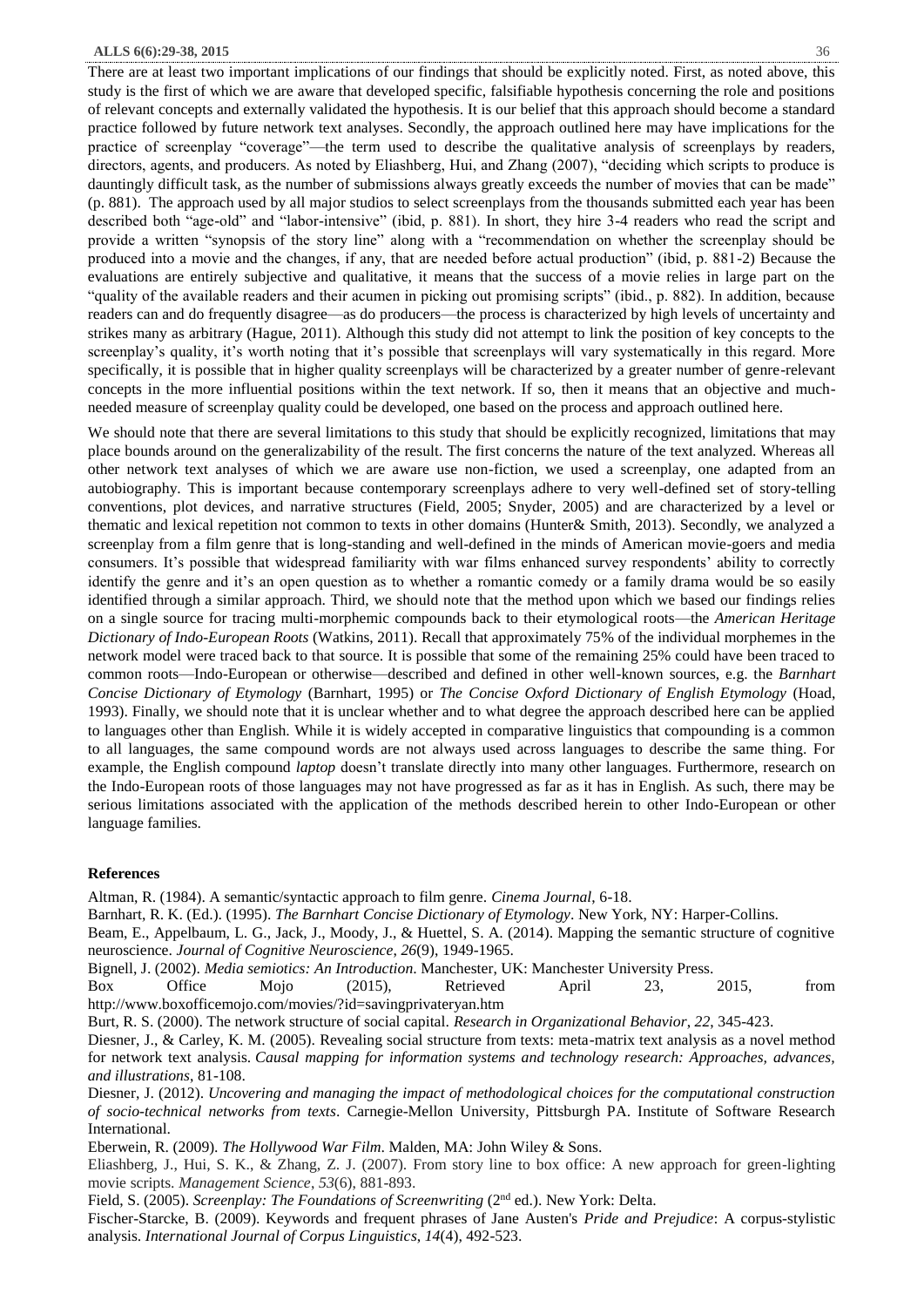There are at least two important implications of our findings that should be explicitly noted. First, as noted above, this study is the first of which we are aware that developed specific, falsifiable hypothesis concerning the role and positions of relevant concepts and externally validated the hypothesis. It is our belief that this approach should become a standard practice followed by future network text analyses. Secondly, the approach outlined here may have implications for the practice of screenplay "coverage"—the term used to describe the qualitative analysis of screenplays by readers, directors, agents, and producers. As noted by Eliashberg, Hui, and Zhang (2007), "deciding which scripts to produce is dauntingly difficult task, as the number of submissions always greatly exceeds the number of movies that can be made" (p. 881). The approach used by all major studios to select screenplays from the thousands submitted each year has been described both "age-old" and "labor-intensive" (ibid, p. 881). In short, they hire 3-4 readers who read the script and provide a written "synopsis of the story line" along with a "recommendation on whether the screenplay should be produced into a movie and the changes, if any, that are needed before actual production" (ibid, p. 881-2) Because the evaluations are entirely subjective and qualitative, it means that the success of a movie relies in large part on the "quality of the available readers and their acumen in picking out promising scripts" (ibid., p. 882). In addition, because readers can and do frequently disagree—as do producers—the process is characterized by high levels of uncertainty and strikes many as arbitrary (Hague, 2011). Although this study did not attempt to link the position of key concepts to the screenplay's quality, it's worth noting that it's possible that screenplays will vary systematically in this regard. More specifically, it is possible that in higher quality screenplays will be characterized by a greater number of genre-relevant concepts in the more influential positions within the text network. If so, then it means that an objective and much-needed measure of screenplay quality could be developed, one based on the process and approach outlined here.

We should note that there are several limitations to this study that should be explicitly recognized, limitations that may place bounds around on the generalizability of the result. The first concerns the nature of the text analyzed. Whereas all other network text analyses of which we are aware use non-fiction, we used a screenplay, one adapted from an autobiography. This is important because contemporary screenplays adhere to very well-defined set of story-telling conventions, plot devices, and narrative structures (Field, 2005; Snyder, 2005) and are characterized by a level or thematic and lexical repetition not common to texts in other domains (Hunter& Smith, 2013). Secondly, we analyzed a screenplay from a film genre that is long-standing and well-defined in the minds of American movie-goers and media consumers. It's possible that widespread familiarity with war films enhanced survey respondents' ability to correctly identify the genre and it's an open question as to whether a romantic comedy or a family drama would be so easily identified through a similar approach. Third, we should note that the method upon which we based our findings relies on a single source for tracing multi-morphemic compounds back to their etymological roots—the *American Heritage Dictionary of Indo-European Roots* (Watkins, 2011). Recall that approximately 75% of the individual morphemes in the network model were traced back to that source. It is possible that some of the remaining 25% could have been traced to common roots—Indo-European or otherwise—described and defined in other well-known sources, e.g. the *Barnhart Concise Dictionary of Etymology* (Barnhart, 1995) or *The Concise Oxford Dictionary of English Etymology* (Hoad, 1993). Finally, we should note that it is unclear whether and to what degree the approach described here can be applied to languages other than English. While it is widely accepted in comparative linguistics that compounding is a common to all languages, the same compound words are not always used across languages to describe the same thing. For example, the English compound *laptop* doesn't translate directly into many other languages. Furthermore, research on the Indo-European roots of those languages may not have progressed as far as it has in English. As such, there may be serious limitations associated with the application of the methods described herein to other Indo-European or other language families.

## References

Altman, R. (1984). A semantic/syntactic approach to film genre. *Cinema Journal*, 6-18.

Barnhart, R. K. (Ed.). (1995). *The Barnhart Concise Dictionary of Etymology*. New York, NY: Harper-Collins.

Beam, E., Appelbaum, L. G., Jack, J., Moody, J., & Huettel, S. A. (2014). Mapping the semantic structure of cognitive neuroscience. *Journal of Cognitive Neuroscience*, *26*(9), 1949-1965.

Bignell, J. (2002). *Media semiotics: An Introduction*. Manchester, UK: Manchester University Press.

Box Office Mojo (2015), Retrieved April 23, 2015, from http://www.boxofficemojo.com/movies/?id=savingprivateryan.htm

Burt, R. S. (2000). The network structure of social capital. *Research in Organizational Behavior*, *22*, 345-423.

Diesner, J., & Carley, K. M. (2005). Revealing social structure from texts: meta-matrix text analysis as a novel method for network text analysis. *Causal mapping for information systems and technology research: Approaches, advances, and illustrations*, 81-108.

Diesner, J. (2012). *Uncovering and managing the impact of methodological choices for the computational construction of socio-technical networks from texts*. Carnegie-Mellon University, Pittsburgh PA. Institute of Software Research International.

Eberwein, R. (2009). *The Hollywood War Film*. Malden, MA: John Wiley & Sons.

Eliashberg, J., Hui, S. K., & Zhang, Z. J. (2007). From story line to box office: A new approach for green-lighting movie scripts. *Management Science*, *53*(6), 881-893.

Field, S. (2005). *Screenplay: The Foundations of Screenwriting* (2nd ed.). New York: Delta.

Fischer-Starcke, B. (2009). Keywords and frequent phrases of Jane Austen's *Pride and Prejudice*: A corpus-stylistic analysis. *International Journal of Corpus Linguistics*, *14*(4), 492-523.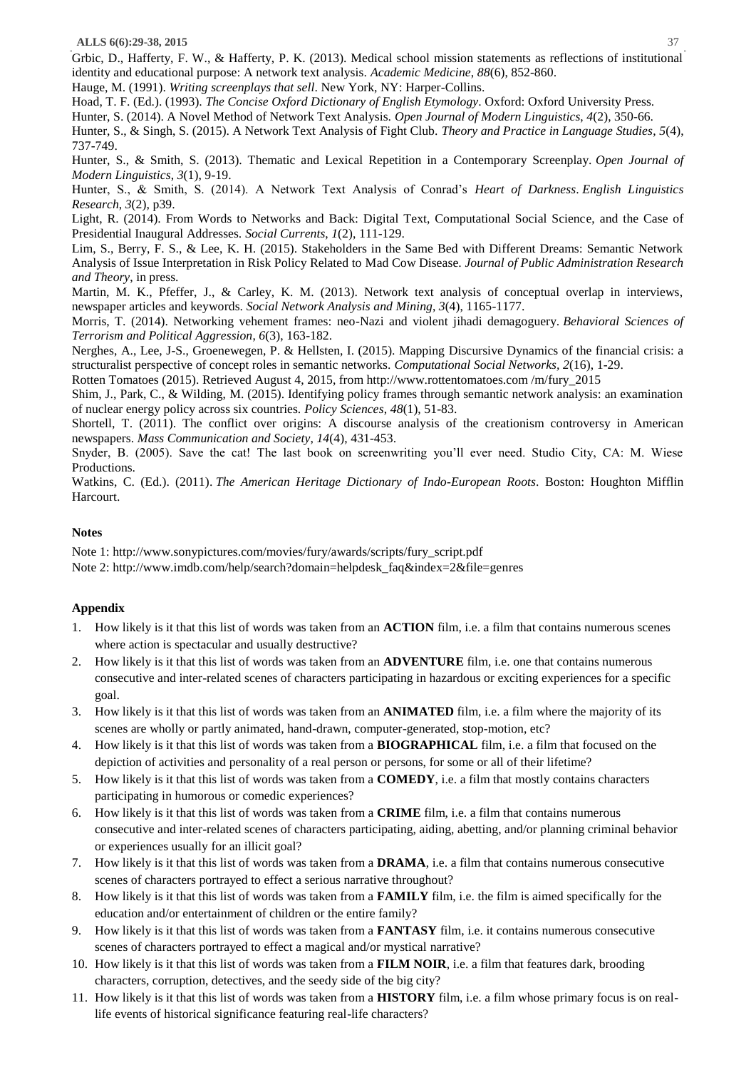Grbic, D., Hafferty, F. W., & Hafferty, P. K. (2013). Medical school mission statements as reflections of institutional identity and educational purpose: A network text analysis. *Academic Medicine*, *88*(6), 852-860.

Hauge, M. (1991). *Writing screenplays that sell*. New York, NY: Harper-Collins.

Hoad, T. F. (Ed.). (1993). *The Concise Oxford Dictionary of English Etymology*. Oxford: Oxford University Press.

Hunter, S. (2014). A Novel Method of Network Text Analysis. *Open Journal of Modern Linguistics*, *4*(2), 350-66.

Hunter, S., & Singh, S. (2015). A Network Text Analysis of Fight Club. *Theory and Practice in Language Studies*, *5*(4), 737-749.

Hunter, S., & Smith, S. (2013). Thematic and Lexical Repetition in a Contemporary Screenplay. *Open Journal of Modern Linguistics*, *3*(1), 9-19.

Hunter, S., & Smith, S. (2014). A Network Text Analysis of Conrad's *Heart of Darkness*. *English Linguistics Research*, *3*(2), p39.

Light, R. (2014). From Words to Networks and Back: Digital Text, Computational Social Science, and the Case of Presidential Inaugural Addresses. *Social Currents*, *1*(2), 111-129.

Lim, S., Berry, F. S., & Lee, K. H. (2015). Stakeholders in the Same Bed with Different Dreams: Semantic Network Analysis of Issue Interpretation in Risk Policy Related to Mad Cow Disease. *Journal of Public Administration Research and Theory*, in press.

Martin, M. K., Pfeffer, J., & Carley, K. M. (2013). Network text analysis of conceptual overlap in interviews, newspaper articles and keywords. *Social Network Analysis and Mining*, *3*(4), 1165-1177.

Morris, T. (2014). Networking vehement frames: neo-Nazi and violent jihadi demagoguery. *Behavioral Sciences of Terrorism and Political Aggression*, *6*(3), 163-182.

Nerghes, A., Lee, J-S., Groenewegen, P. & Hellsten, I. (2015). Mapping Discursive Dynamics of the financial crisis: a structuralist perspective of concept roles in semantic networks. *Computational Social Networks*, *2*(16), 1-29.

Rotten Tomatoes (2015). Retrieved August 4, 2015, from http://www.rottentomatoes.com /m/fury_2015

Shim, J., Park, C., & Wilding, M. (2015). Identifying policy frames through semantic network analysis: an examination of nuclear energy policy across six countries. *Policy Sciences*, *48*(1), 51-83.

Shortell, T. (2011). The conflict over origins: A discourse analysis of the creationism controversy in American newspapers. *Mass Communication and Society*, *14*(4), 431-453.

Snyder, B. (2005). Save the cat! The last book on screenwriting you'll ever need. Studio City, CA: M. Wiese Productions.

Watkins, C. (Ed.). (2011). *The American Heritage Dictionary of Indo-European Roots*. Boston: Houghton Mifflin Harcourt.

## Notes

Note 1: http://www.sonypictures.com/movies/fury/awards/scripts/fury_script.pdf

Note 2: http://www.imdb.com/help/search?domain=helpdesk_faq&index=2&file=genres

## Appendix

1. How likely is it that this list of words was taken from an **ACTION** film, i.e. a film that contains numerous scenes where action is spectacular and usually destructive?
2. How likely is it that this list of words was taken from an **ADVENTURE** film, i.e. one that contains numerous consecutive and inter-related scenes of characters participating in hazardous or exciting experiences for a specific goal.
3. How likely is it that this list of words was taken from an **ANIMATED** film, i.e. a film where the majority of its scenes are wholly or partly animated, hand-drawn, computer-generated, stop-motion, etc?
4. How likely is it that this list of words was taken from a **BIOGRAPHICAL** film, i.e. a film that focused on the depiction of activities and personality of a real person or persons, for some or all of their lifetime?
5. How likely is it that this list of words was taken from a **COMEDY**, i.e. a film that mostly contains characters participating in humorous or comedic experiences?
6. How likely is it that this list of words was taken from a **CRIME** film, i.e. a film that contains numerous consecutive and inter-related scenes of characters participating, aiding, abetting, and/or planning criminal behavior or experiences usually for an illicit goal?
7. How likely is it that this list of words was taken from a **DRAMA**, i.e. a film that contains numerous consecutive scenes of characters portrayed to effect a serious narrative throughout?
8. How likely is it that this list of words was taken from a **FAMILY** film, i.e. the film is aimed specifically for the education and/or entertainment of children or the entire family?
9. How likely is it that this list of words was taken from a **FANTASY** film, i.e. it contains numerous consecutive scenes of characters portrayed to effect a magical and/or mystical narrative?
10. How likely is it that this list of words was taken from a **FILM NOIR**, i.e. a film that features dark, brooding characters, corruption, detectives, and the seedy side of the big city?
11. How likely is it that this list of words was taken from a **HISTORY** film, i.e. a film whose primary focus is on real-life events of historical significance featuring real-life characters?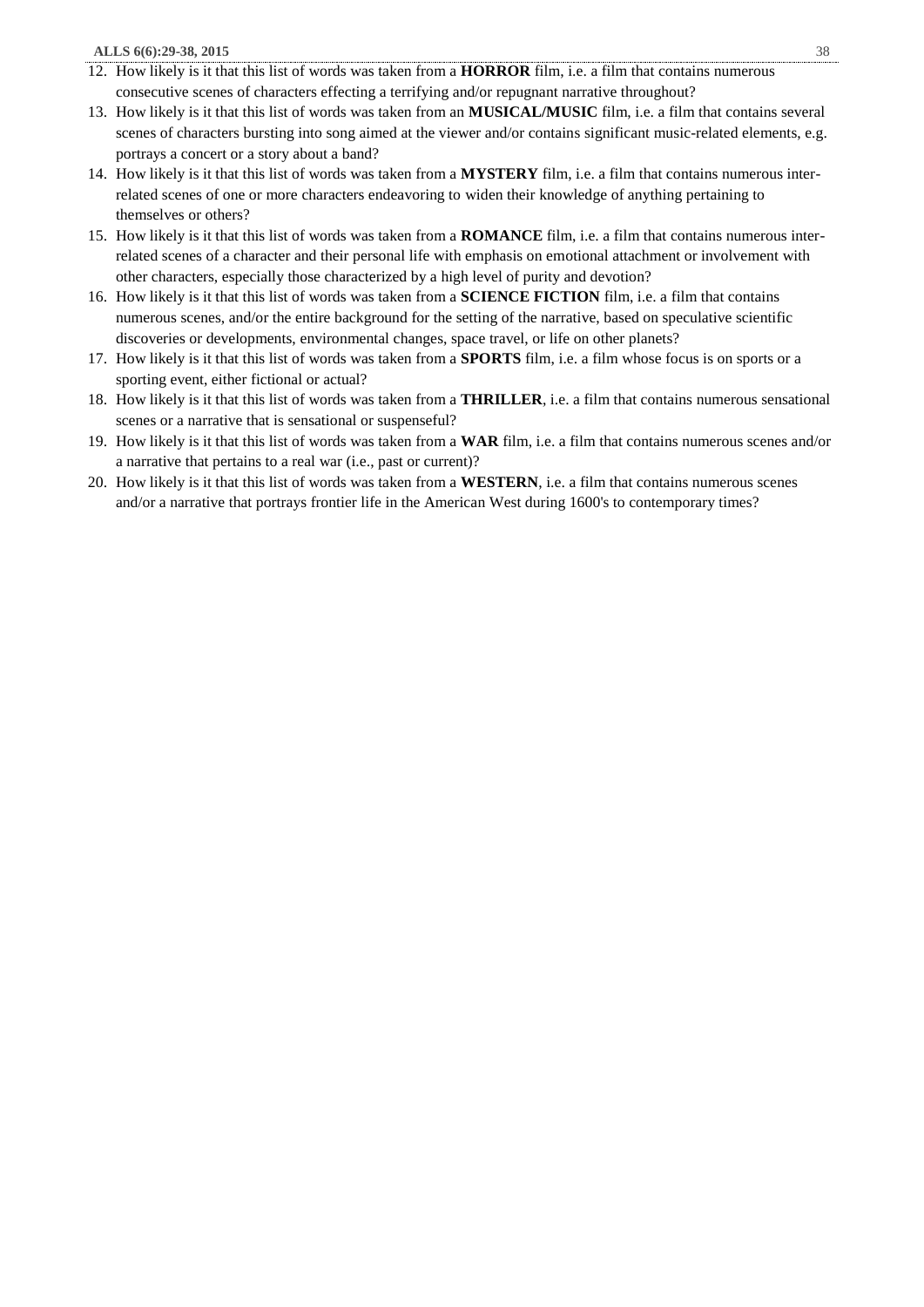12. How likely is it that this list of words was taken from a **HORROR** film, i.e. a film that contains numerous consecutive scenes of characters effecting a terrifying and/or repugnant narrative throughout?
13. How likely is it that this list of words was taken from an **MUSICAL/MUSIC** film, i.e. a film that contains several scenes of characters bursting into song aimed at the viewer and/or contains significant music-related elements, e.g. portrays a concert or a story about a band?
14. How likely is it that this list of words was taken from a **MYSTERY** film, i.e. a film that contains numerous inter-related scenes of one or more characters endeavoring to widen their knowledge of anything pertaining to themselves or others?
15. How likely is it that this list of words was taken from a **ROMANCE** film, i.e. a film that contains numerous inter-related scenes of a character and their personal life with emphasis on emotional attachment or involvement with other characters, especially those characterized by a high level of purity and devotion?
16. How likely is it that this list of words was taken from a **SCIENCE FICTION** film, i.e. a film that contains numerous scenes, and/or the entire background for the setting of the narrative, based on speculative scientific discoveries or developments, environmental changes, space travel, or life on other planets?
17. How likely is it that this list of words was taken from a **SPORTS** film, i.e. a film whose focus is on sports or a sporting event, either fictional or actual?
18. How likely is it that this list of words was taken from a **THRILLER**, i.e. a film that contains numerous sensational scenes or a narrative that is sensational or suspenseful?
19. How likely is it that this list of words was taken from a **WAR** film, i.e. a film that contains numerous scenes and/or a narrative that pertains to a real war (i.e., past or current)?
20. How likely is it that this list of words was taken from a **WESTERN**, i.e. a film that contains numerous scenes and/or a narrative that portrays frontier life in the American West during 1600's to contemporary times?